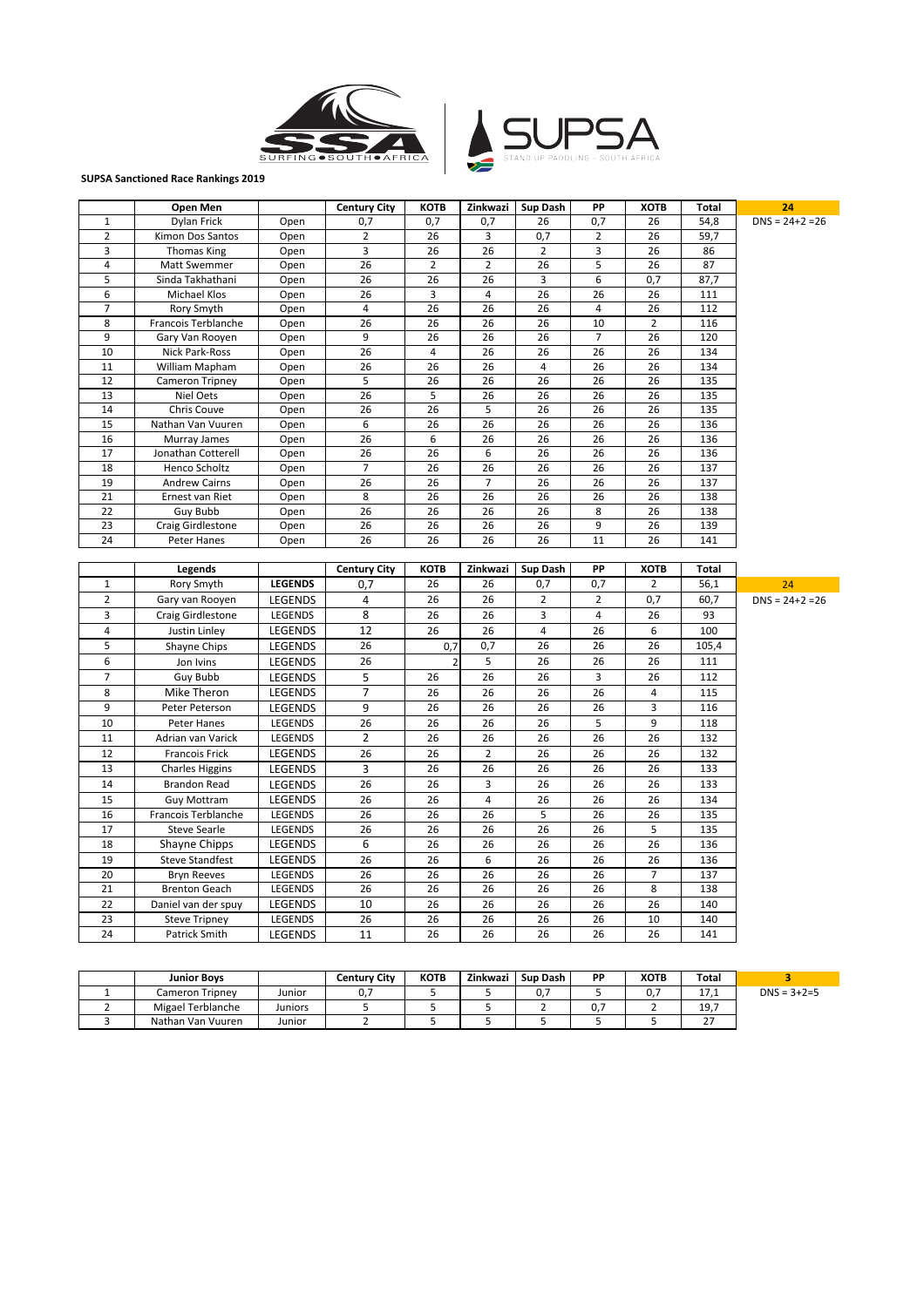SURFING SOUTH AFRICA | SUPSA STAND UP PADDLING - SOUTH AFRICA

**SUPSA Sanctioned Race Rankings 2019**

| | Open Men | | Century City | KOTB | Zinkwazi | Sup Dash | PP | XOTB | Total | 24 |
|---|---|---|---|---|---|---|---|---|---|---|
| 1 | Dylan Frick | Open | 0,7 | 0,7 | 0,7 | 26 | 0,7 | 26 | 54,8 | DNS = 24+2 =26 |
| 2 | Kimon Dos Santos | Open | 2 | 26 | 3 | 0,7 | 2 | 26 | 59,7 | |
| 3 | Thomas King | Open | 3 | 26 | 26 | 2 | 3 | 26 | 86 | |
| 4 | Matt Swemmer | Open | 26 | 2 | 2 | 26 | 5 | 26 | 87 | |
| 5 | Sinda Takhathani | Open | 26 | 26 | 26 | 3 | 6 | 0,7 | 87,7 | |
| 6 | Michael Klos | Open | 26 | 3 | 4 | 26 | 26 | 26 | 111 | |
| 7 | Rory Smyth | Open | 4 | 26 | 26 | 26 | 4 | 26 | 112 | |
| 8 | Francois Terblanche | Open | 26 | 26 | 26 | 26 | 10 | 2 | 116 | |
| 9 | Gary Van Rooyen | Open | 9 | 26 | 26 | 26 | 7 | 26 | 120 | |
| 10 | Nick Park-Ross | Open | 26 | 4 | 26 | 26 | 26 | 26 | 134 | |
| 11 | William Mapham | Open | 26 | 26 | 26 | 4 | 26 | 26 | 134 | |
| 12 | Cameron Tripney | Open | 5 | 26 | 26 | 26 | 26 | 26 | 135 | |
| 13 | Niel Oets | Open | 26 | 5 | 26 | 26 | 26 | 26 | 135 | |
| 14 | Chris Couve | Open | 26 | 26 | 5 | 26 | 26 | 26 | 135 | |
| 15 | Nathan Van Vuuren | Open | 6 | 26 | 26 | 26 | 26 | 26 | 136 | |
| 16 | Murray James | Open | 26 | 6 | 26 | 26 | 26 | 26 | 136 | |
| 17 | Jonathan Cotterell | Open | 26 | 26 | 6 | 26 | 26 | 26 | 136 | |
| 18 | Henco Scholtz | Open | 7 | 26 | 26 | 26 | 26 | 26 | 137 | |
| 19 | Andrew Cairns | Open | 26 | 26 | 7 | 26 | 26 | 26 | 137 | |
| 21 | Ernest van Riet | Open | 8 | 26 | 26 | 26 | 26 | 26 | 138 | |
| 22 | Guy Bubb | Open | 26 | 26 | 26 | 26 | 8 | 26 | 138 | |
| 23 | Craig Girdlestone | Open | 26 | 26 | 26 | 26 | 9 | 26 | 139 | |
| 24 | Peter Hanes | Open | 26 | 26 | 26 | 26 | 11 | 26 | 141 | |

| | Legends | | Century City | KOTB | Zinkwazi | Sup Dash | PP | XOTB | Total | |
|---|---|---|---|---|---|---|---|---|---|---|
| 1 | Rory Smyth | LEGENDS | 0,7 | 26 | 26 | 0,7 | 0,7 | 2 | 56,1 | 24 |
| 2 | Gary van Rooyen | LEGENDS | 4 | 26 | 26 | 2 | 2 | 0,7 | 60,7 | DNS = 24+2 =26 |
| 3 | Craig Girdlestone | LEGENDS | 8 | 26 | 26 | 3 | 4 | 26 | 93 | |
| 4 | Justin Linley | LEGENDS | 12 | 26 | 26 | 4 | 26 | 6 | 100 | |
| 5 | Shayne Chips | LEGENDS | 26 | 0,7 | 0,7 | 26 | 26 | 26 | 105,4 | |
| 6 | Jon Ivins | LEGENDS | 26 | 2 | 5 | 26 | 26 | 26 | 111 | |
| 7 | Guy Bubb | LEGENDS | 5 | 26 | 26 | 26 | 3 | 26 | 112 | |
| 8 | Mike Theron | LEGENDS | 7 | 26 | 26 | 26 | 26 | 4 | 115 | |
| 9 | Peter Peterson | LEGENDS | 9 | 26 | 26 | 26 | 26 | 3 | 116 | |
| 10 | Peter Hanes | LEGENDS | 26 | 26 | 26 | 26 | 5 | 9 | 118 | |
| 11 | Adrian van Varick | LEGENDS | 2 | 26 | 26 | 26 | 26 | 26 | 132 | |
| 12 | Francois Frick | LEGENDS | 26 | 26 | 2 | 26 | 26 | 26 | 132 | |
| 13 | Charles Higgins | LEGENDS | 3 | 26 | 26 | 26 | 26 | 26 | 133 | |
| 14 | Brandon Read | LEGENDS | 26 | 26 | 3 | 26 | 26 | 26 | 133 | |
| 15 | Guy Mottram | LEGENDS | 26 | 26 | 4 | 26 | 26 | 26 | 134 | |
| 16 | Francois Terblanche | LEGENDS | 26 | 26 | 26 | 5 | 26 | 26 | 135 | |
| 17 | Steve Searle | LEGENDS | 26 | 26 | 26 | 26 | 26 | 5 | 135 | |
| 18 | Shayne Chipps | LEGENDS | 6 | 26 | 26 | 26 | 26 | 26 | 136 | |
| 19 | Steve Standfest | LEGENDS | 26 | 26 | 6 | 26 | 26 | 26 | 136 | |
| 20 | Bryn Reeves | LEGENDS | 26 | 26 | 26 | 26 | 26 | 7 | 137 | |
| 21 | Brenton Geach | LEGENDS | 26 | 26 | 26 | 26 | 26 | 8 | 138 | |
| 22 | Daniel van der spuy | LEGENDS | 10 | 26 | 26 | 26 | 26 | 26 | 140 | |
| 23 | Steve Tripney | LEGENDS | 26 | 26 | 26 | 26 | 26 | 10 | 140 | |
| 24 | Patrick Smith | LEGENDS | 11 | 26 | 26 | 26 | 26 | 26 | 141 | |

| | Junior Boys | | Century City | KOTB | Zinkwazi | Sup Dash | PP | XOTB | Total | 3 |
|---|---|---|---|---|---|---|---|---|---|---|
| 1 | Cameron Tripney | Junior | 0,7 | 5 | 5 | 0,7 | 5 | 0,7 | 17,1 | DNS = 3+2=5 |
| 2 | Migael Terblanche | Juniors | 5 | 5 | 5 | 2 | 0,7 | 2 | 19,7 | |
| 3 | Nathan Van Vuuren | Junior | 2 | 5 | 5 | 5 | 5 | 5 | 27 | |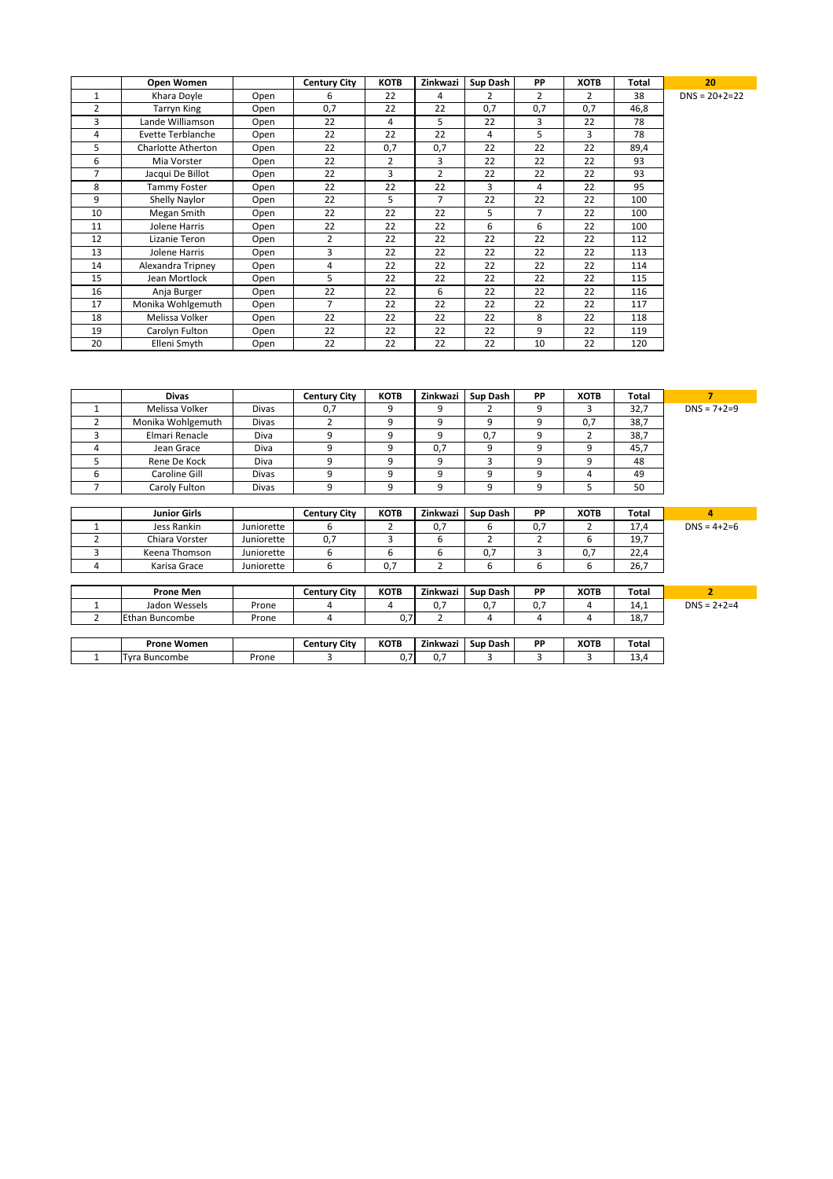| | Open Women | | Century City | KOTB | Zinkwazi | Sup Dash | PP | XOTB | Total | 20 |
|---|---|---|---|---|---|---|---|---|---|---|
| 1 | Khara Doyle | Open | 6 | 22 | 4 | 2 | 2 | 2 | 38 | DNS = 20+2=22 |
| 2 | Tarryn King | Open | 0,7 | 22 | 22 | 0,7 | 0,7 | 0,7 | 46,8 | |
| 3 | Lande Williamson | Open | 22 | 4 | 5 | 22 | 3 | 22 | 78 | |
| 4 | Evette Terblanche | Open | 22 | 22 | 22 | 4 | 5 | 3 | 78 | |
| 5 | Charlotte Atherton | Open | 22 | 0,7 | 0,7 | 22 | 22 | 22 | 89,4 | |
| 6 | Mia Vorster | Open | 22 | 2 | 3 | 22 | 22 | 22 | 93 | |
| 7 | Jacqui De Billot | Open | 22 | 3 | 2 | 22 | 22 | 22 | 93 | |
| 8 | Tammy Foster | Open | 22 | 22 | 22 | 3 | 4 | 22 | 95 | |
| 9 | Shelly Naylor | Open | 22 | 5 | 7 | 22 | 22 | 22 | 100 | |
| 10 | Megan Smith | Open | 22 | 22 | 22 | 5 | 7 | 22 | 100 | |
| 11 | Jolene Harris | Open | 22 | 22 | 22 | 6 | 6 | 22 | 100 | |
| 12 | Lizanie Teron | Open | 2 | 22 | 22 | 22 | 22 | 22 | 112 | |
| 13 | Jolene Harris | Open | 3 | 22 | 22 | 22 | 22 | 22 | 113 | |
| 14 | Alexandra Tripney | Open | 4 | 22 | 22 | 22 | 22 | 22 | 114 | |
| 15 | Jean Mortlock | Open | 5 | 22 | 22 | 22 | 22 | 22 | 115 | |
| 16 | Anja Burger | Open | 22 | 22 | 6 | 22 | 22 | 22 | 116 | |
| 17 | Monika Wohlgemuth | Open | 7 | 22 | 22 | 22 | 22 | 22 | 117 | |
| 18 | Melissa Volker | Open | 22 | 22 | 22 | 22 | 8 | 22 | 118 | |
| 19 | Carolyn Fulton | Open | 22 | 22 | 22 | 22 | 9 | 22 | 119 | |
| 20 | Elleni Smyth | Open | 22 | 22 | 22 | 22 | 10 | 22 | 120 | |

| | Divas | | Century City | KOTB | Zinkwazi | Sup Dash | PP | XOTB | Total | 7 |
|---|---|---|---|---|---|---|---|---|---|---|
| 1 | Melissa Volker | Divas | 0,7 | 9 | 9 | 2 | 9 | 3 | 32,7 | DNS = 7+2=9 |
| 2 | Monika Wohlgemuth | Divas | 2 | 9 | 9 | 9 | 9 | 0,7 | 38,7 | |
| 3 | Elmari Renacle | Diva | 9 | 9 | 9 | 0,7 | 9 | 2 | 38,7 | |
| 4 | Jean Grace | Diva | 9 | 9 | 0,7 | 9 | 9 | 9 | 45,7 | |
| 5 | Rene De Kock | Diva | 9 | 9 | 9 | 3 | 9 | 9 | 48 | |
| 6 | Caroline Gill | Divas | 9 | 9 | 9 | 9 | 9 | 4 | 49 | |
| 7 | Caroly Fulton | Divas | 9 | 9 | 9 | 9 | 9 | 5 | 50 | |

| | Junior Girls | | Century City | KOTB | Zinkwazi | Sup Dash | PP | XOTB | Total | 4 |
|---|---|---|---|---|---|---|---|---|---|---|
| 1 | Jess Rankin | Juniorette | 6 | 2 | 0,7 | 6 | 0,7 | 2 | 17,4 | DNS = 4+2=6 |
| 2 | Chiara Vorster | Juniorette | 0,7 | 3 | 6 | 2 | 2 | 6 | 19,7 | |
| 3 | Keena Thomson | Juniorette | 6 | 6 | 6 | 0,7 | 3 | 0,7 | 22,4 | |
| 4 | Karisa Grace | Juniorette | 6 | 0,7 | 2 | 6 | 6 | 6 | 26,7 | |

| | Prone Men | | Century City | KOTB | Zinkwazi | Sup Dash | PP | XOTB | Total | 2 |
|---|---|---|---|---|---|---|---|---|---|---|
| 1 | Jadon Wessels | Prone | 4 | 4 | 0,7 | 0,7 | 0,7 | 4 | 14,1 | DNS = 2+2=4 |
| 2 | Ethan Buncombe | Prone | 4 | 0,7 | 2 | 4 | 4 | 4 | 18,7 | |

| | Prone Women | | Century City | KOTB | Zinkwazi | Sup Dash | PP | XOTB | Total |
|---|---|---|---|---|---|---|---|---|---|
| 1 | Tyra Buncombe | Prone | 3 | 0,7 | 0,7 | 3 | 3 | 3 | 13,4 |